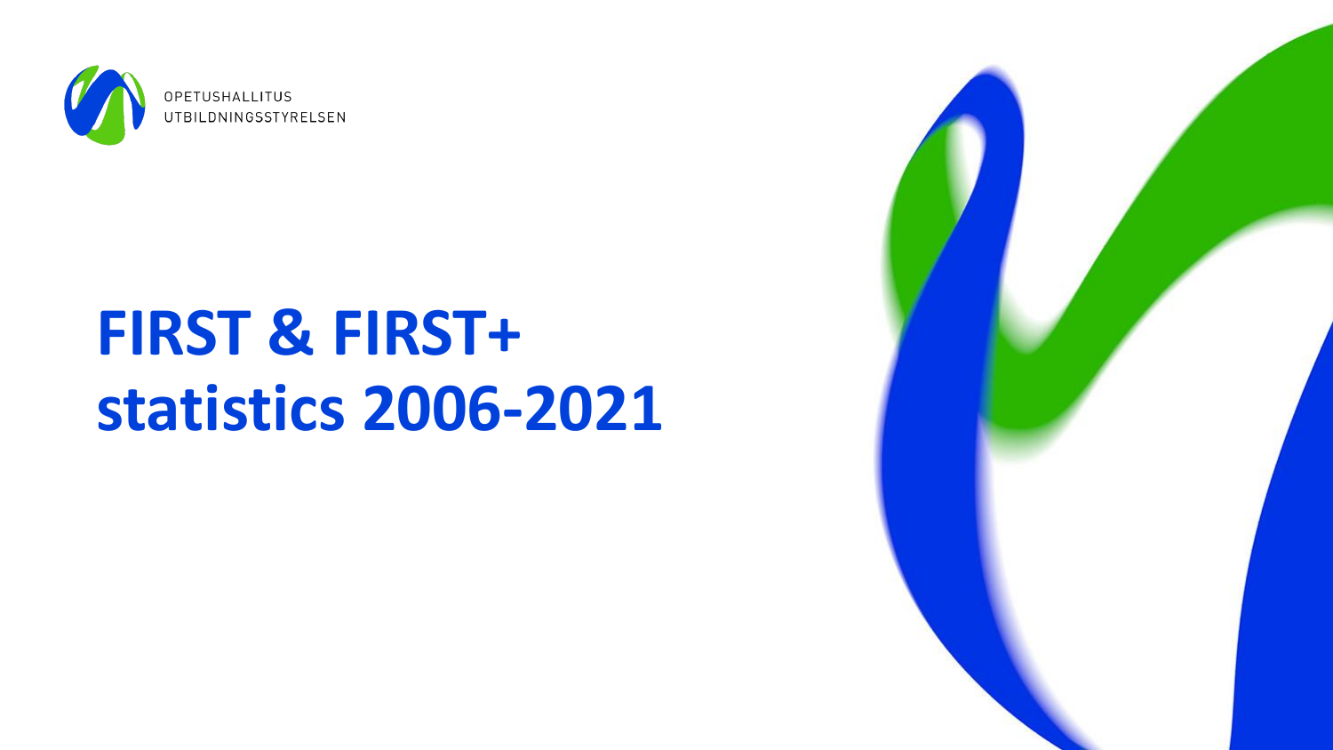OPETUSHALLITUS
UTBILDNINGSSTYRELSEN

# FIRST & FIRST+ statistics 2006-2021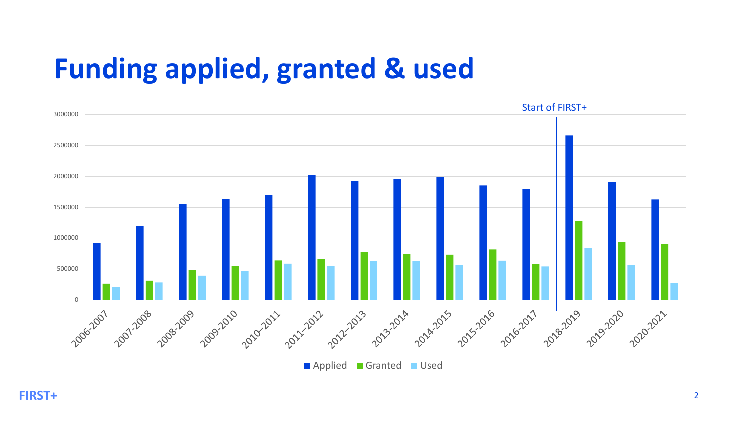# Funding applied, granted & used

Start of FIRST+

3000000
2500000
2000000
1500000
1000000
500000
0

2006-2007, 2007-2008, 2008-2009, 2009-2010, 2010–2011, 2011–2012, 2012–2013, 2013-2014, 2014-2015, 2015-2016, 2016-2017, 2018-2019, 2019-2020, 2020-2021

Applied · Granted · Used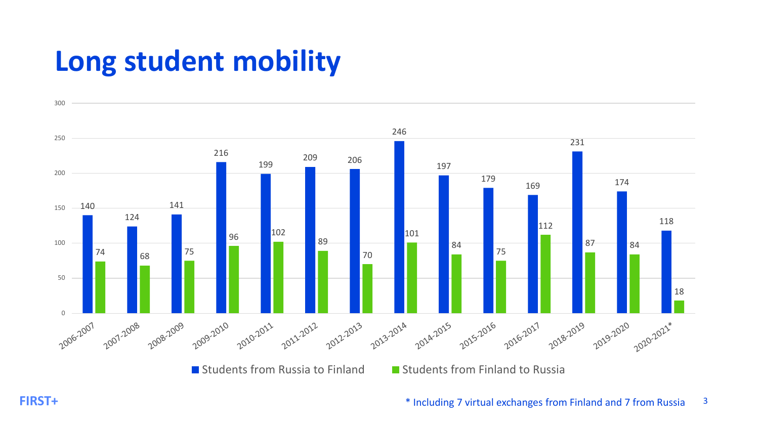# Long student mobility

| Year | Students from Russia to Finland | Students from Finland to Russia |
| --- | --- | --- |
| 2006-2007 | 140 | 74 |
| 2007-2008 | 124 | 68 |
| 2008-2009 | 141 | 75 |
| 2009-2010 | 216 | 96 |
| 2010-2011 | 199 | 102 |
| 2011-2012 | 209 | 89 |
| 2012-2013 | 206 | 70 |
| 2013-2014 | 246 | 101 |
| 2014-2015 | 197 | 84 |
| 2015-2016 | 179 | 75 |
| 2016-2017 | 169 | 112 |
| 2018-2019 | 231 | 87 |
| 2019-2020 | 174 | 84 |
| 2020-2021* | 118 | 18 |

FIRST+

* Including 7 virtual exchanges from Finland and 7 from Russia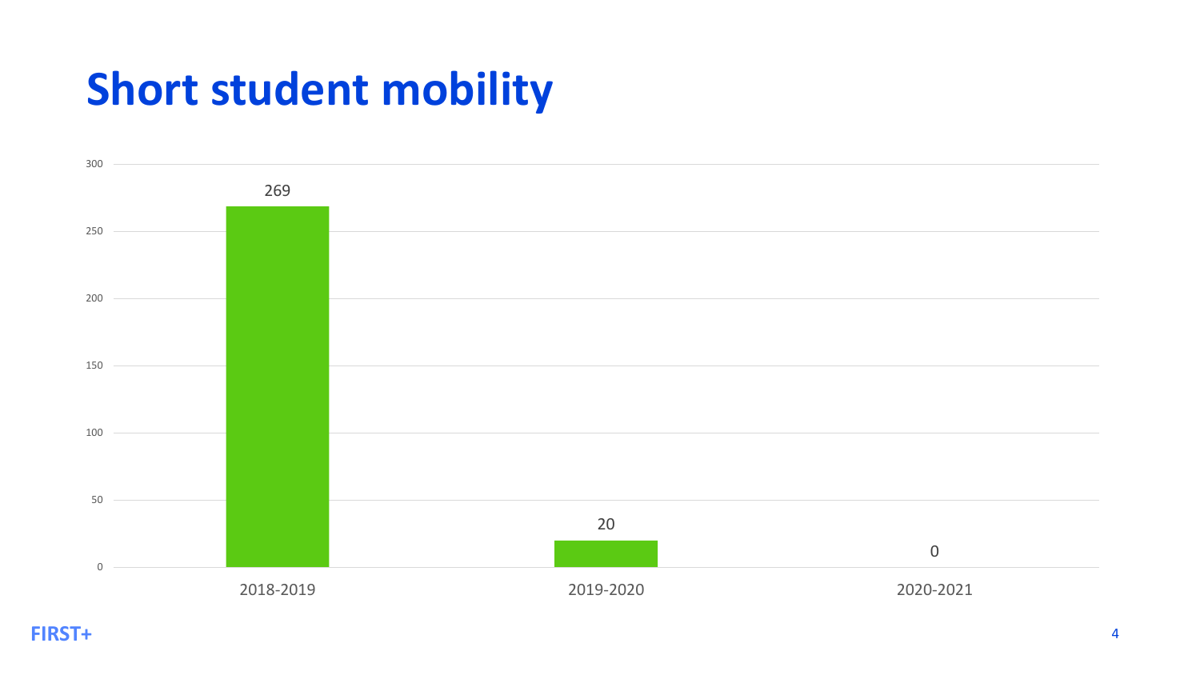# Short student mobility

| Year | Short student mobility |
| --- | --- |
| 2018-2019 | 269 |
| 2019-2020 | 20 |
| 2020-2021 | 0 |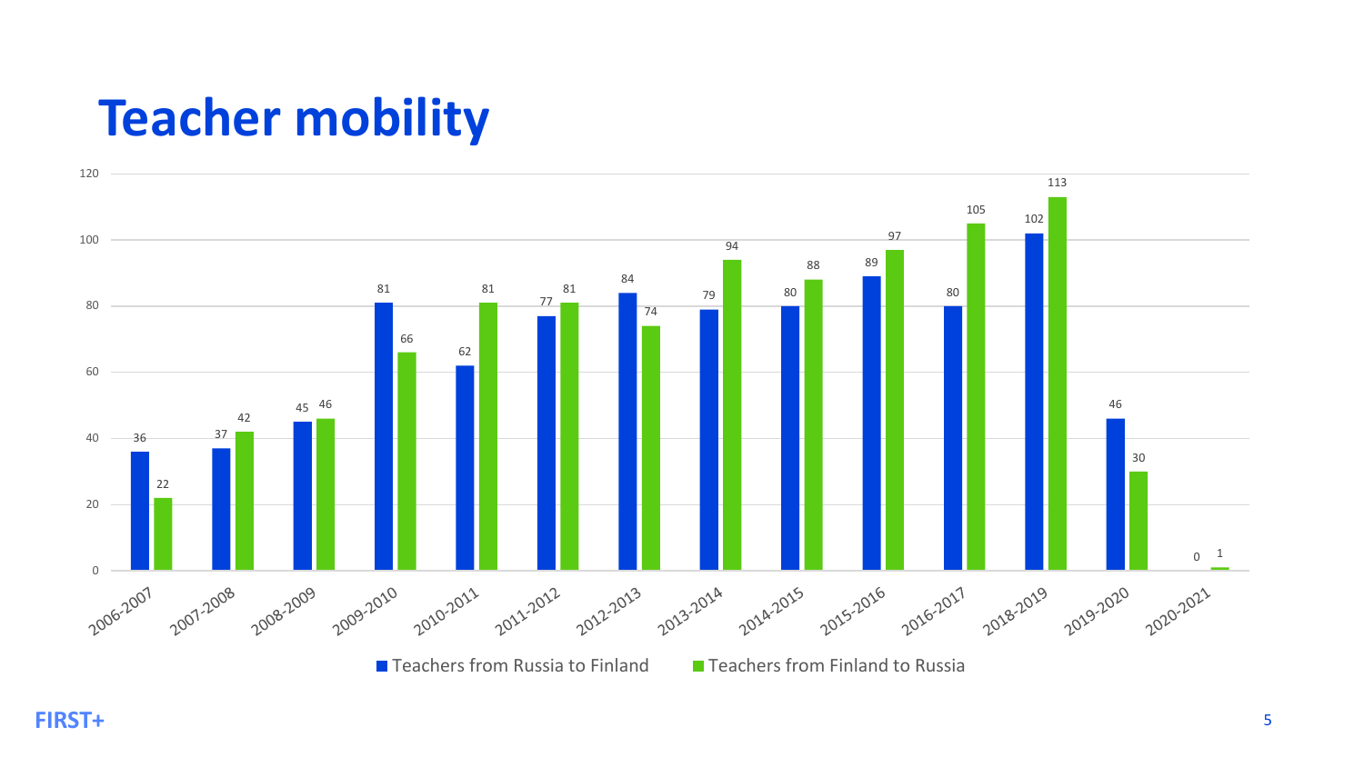# Teacher mobility

| Year | Teachers from Russia to Finland | Teachers from Finland to Russia |
| --- | --- | --- |
| 2006-2007 | 36 | 22 |
| 2007-2008 | 37 | 42 |
| 2008-2009 | 45 | 46 |
| 2009-2010 | 81 | 66 |
| 2010-2011 | 62 | 81 |
| 2011-2012 | 77 | 81 |
| 2012-2013 | 84 | 74 |
| 2013-2014 | 79 | 94 |
| 2014-2015 | 80 | 88 |
| 2015-2016 | 89 | 97 |
| 2016-2017 | 80 | 105 |
| 2018-2019 | 102 | 113 |
| 2019-2020 | 46 | 30 |
| 2020-2021 | 0 | 1 |

FIRST+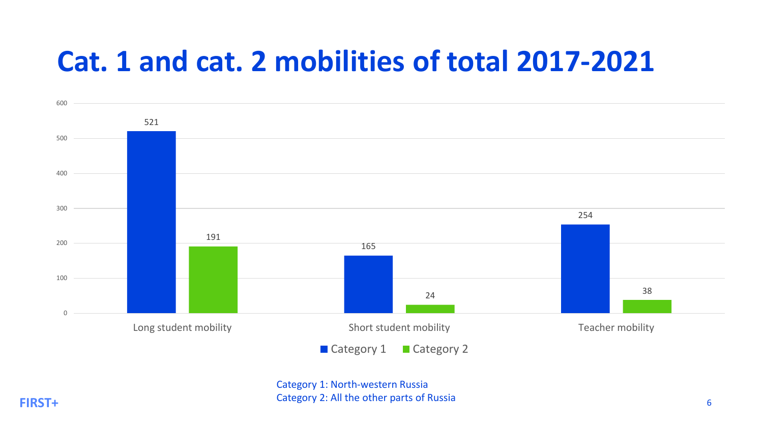# Cat. 1 and cat. 2 mobilities of total 2017-2021

| | Category 1 | Category 2 |
|---|---|---|
| Long student mobility | 521 | 191 |
| Short student mobility | 165 | 24 |
| Teacher mobility | 254 | 38 |

Category 1: North-western Russia
Category 2: All the other parts of Russia

FIRST+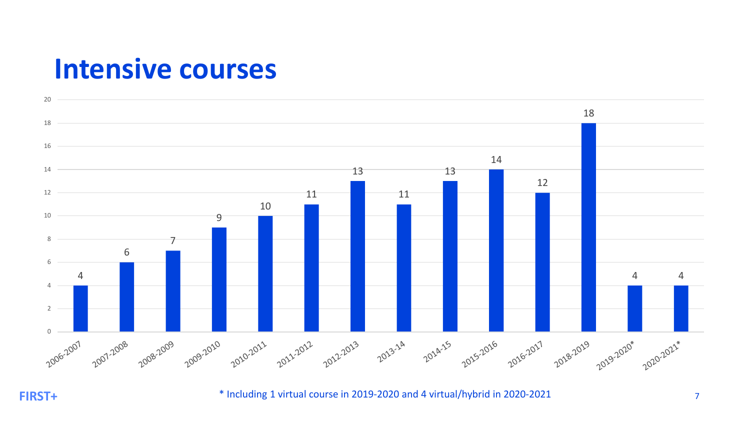# Intensive courses

| Year | Courses |
| --- | --- |
| 2006-2007 | 4 |
| 2007-2008 | 6 |
| 2008-2009 | 7 |
| 2009-2010 | 9 |
| 2010-2011 | 10 |
| 2011-2012 | 11 |
| 2012-2013 | 13 |
| 2013-14 | 11 |
| 2014-15 | 13 |
| 2015-2016 | 14 |
| 2016-2017 | 12 |
| 2018-2019 | 18 |
| 2019-2020* | 4 |
| 2020-2021* | 4 |

* Including 1 virtual course in 2019-2020 and 4 virtual/hybrid in 2020-2021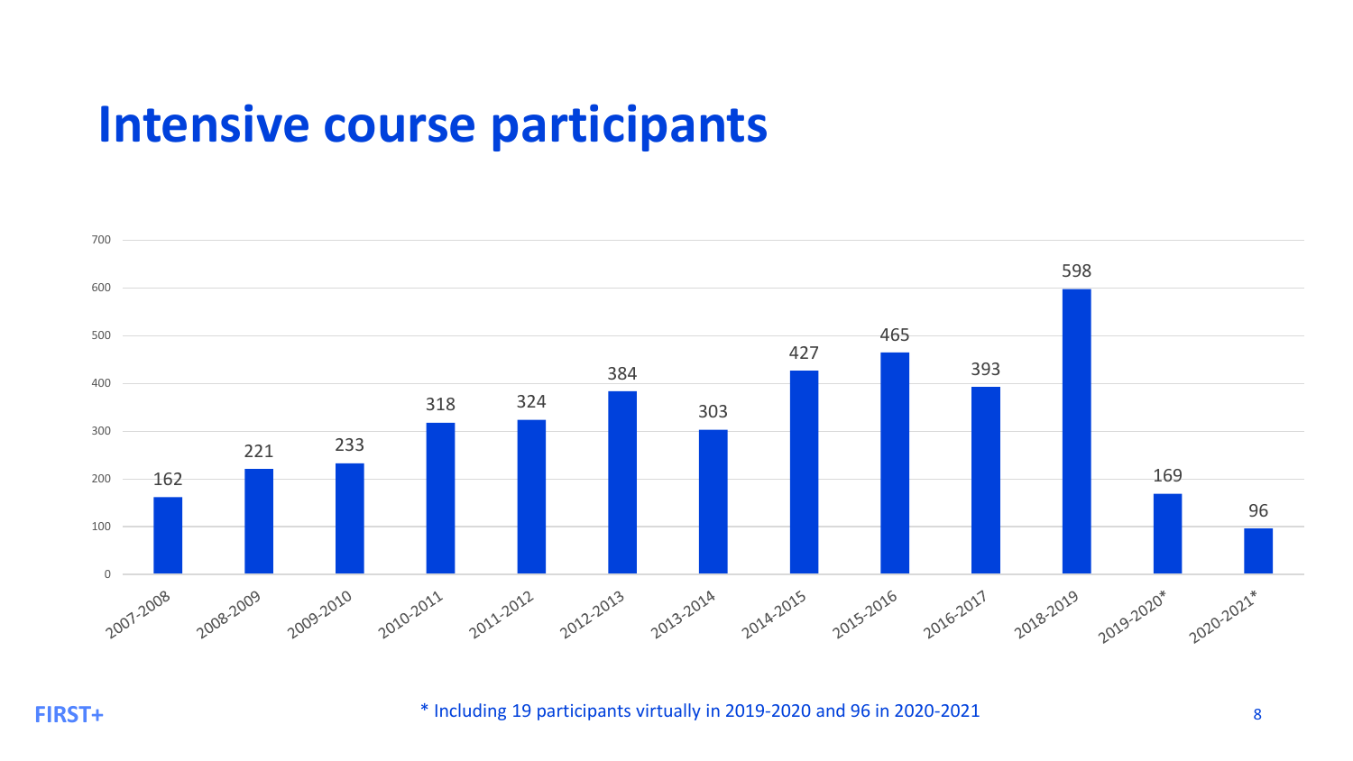# Intensive course participants

700
600
500
400
300
200
100
0

162
221
233
318
324
384
303
427
465
393
598
169
96

2007-2008
2008-2009
2009-2010
2010-2011
2011-2012
2012-2013
2013-2014
2014-2015
2015-2016
2016-2017
2018-2019
2019-2020*
2020-2021*

FIRST+

* Including 19 participants virtually in 2019-2020 and 96 in 2020-2021